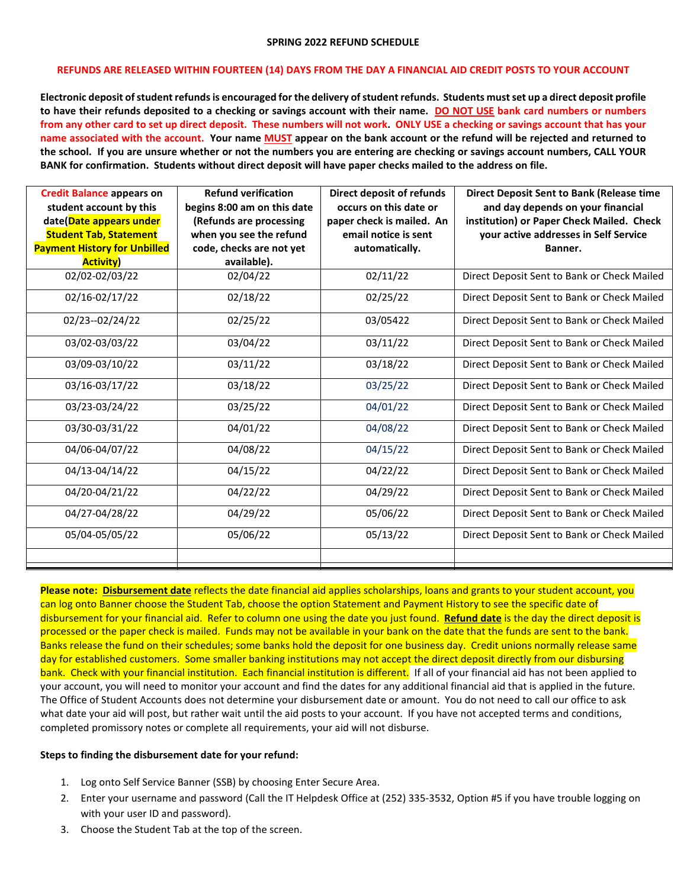**SPRING 2022 REFUND SCHEDULE**

**REFUNDS ARE RELEASED WITHIN FOURTEEN (14) DAYS FROM THE DAY A FINANCIAL AID CREDIT POSTS TO YOUR ACCOUNT**

**Electronic deposit of student refunds is encouraged for the delivery of student refunds. Students must set up a direct deposit profile to have their refunds deposited to a checking or savings account with their name. DO NOT USE bank card numbers or numbers from any other card to set up direct deposit. These numbers will not work. ONLY USE a checking or savings account that has your name associated with the account. Your name MUST appear on the bank account or the refund will be rejected and returned to the school. If you are unsure whether or not the numbers you are entering are checking or savings account numbers, CALL YOUR BANK for confirmation. Students without direct deposit will have paper checks mailed to the address on file.**

| Credit Balance appears on student account by this date(Date appears under Student Tab, Statement Payment History for Unbilled Activity) | Refund verification begins 8:00 am on this date (Refunds are processing when you see the refund code, checks are not yet available). | Direct deposit of refunds occurs on this date or paper check is mailed. An email notice is sent automatically. | Direct Deposit Sent to Bank (Release time and day depends on your financial institution) or Paper Check Mailed. Check your active addresses in Self Service Banner. |
|---|---|---|---|
| 02/02-02/03/22 | 02/04/22 | 02/11/22 | Direct Deposit Sent to Bank or Check Mailed |
| 02/16-02/17/22 | 02/18/22 | 02/25/22 | Direct Deposit Sent to Bank or Check Mailed |
| 02/23--02/24/22 | 02/25/22 | 03/05422 | Direct Deposit Sent to Bank or Check Mailed |
| 03/02-03/03/22 | 03/04/22 | 03/11/22 | Direct Deposit Sent to Bank or Check Mailed |
| 03/09-03/10/22 | 03/11/22 | 03/18/22 | Direct Deposit Sent to Bank or Check Mailed |
| 03/16-03/17/22 | 03/18/22 | 03/25/22 | Direct Deposit Sent to Bank or Check Mailed |
| 03/23-03/24/22 | 03/25/22 | 04/01/22 | Direct Deposit Sent to Bank or Check Mailed |
| 03/30-03/31/22 | 04/01/22 | 04/08/22 | Direct Deposit Sent to Bank or Check Mailed |
| 04/06-04/07/22 | 04/08/22 | 04/15/22 | Direct Deposit Sent to Bank or Check Mailed |
| 04/13-04/14/22 | 04/15/22 | 04/22/22 | Direct Deposit Sent to Bank or Check Mailed |
| 04/20-04/21/22 | 04/22/22 | 04/29/22 | Direct Deposit Sent to Bank or Check Mailed |
| 04/27-04/28/22 | 04/29/22 | 05/06/22 | Direct Deposit Sent to Bank or Check Mailed |
| 05/04-05/05/22 | 05/06/22 | 05/13/22 | Direct Deposit Sent to Bank or Check Mailed |
| | | | |

**Please note: Disbursement date** reflects the date financial aid applies scholarships, loans and grants to your student account, you can log onto Banner choose the Student Tab, choose the option Statement and Payment History to see the specific date of disbursement for your financial aid. Refer to column one using the date you just found. **Refund date** is the day the direct deposit is processed or the paper check is mailed. Funds may not be available in your bank on the date that the funds are sent to the bank. Banks release the fund on their schedules; some banks hold the deposit for one business day. Credit unions normally release same day for established customers. Some smaller banking institutions may not accept the direct deposit directly from our disbursing bank. Check with your financial institution. Each financial institution is different. If all of your financial aid has not been applied to your account, you will need to monitor your account and find the dates for any additional financial aid that is applied in the future. The Office of Student Accounts does not determine your disbursement date or amount. You do not need to call our office to ask what date your aid will post, but rather wait until the aid posts to your account. If you have not accepted terms and conditions, completed promissory notes or complete all requirements, your aid will not disburse.

**Steps to finding the disbursement date for your refund:**

1. Log onto Self Service Banner (SSB) by choosing Enter Secure Area.
2. Enter your username and password (Call the IT Helpdesk Office at (252) 335-3532, Option #5 if you have trouble logging on with your user ID and password).
3. Choose the Student Tab at the top of the screen.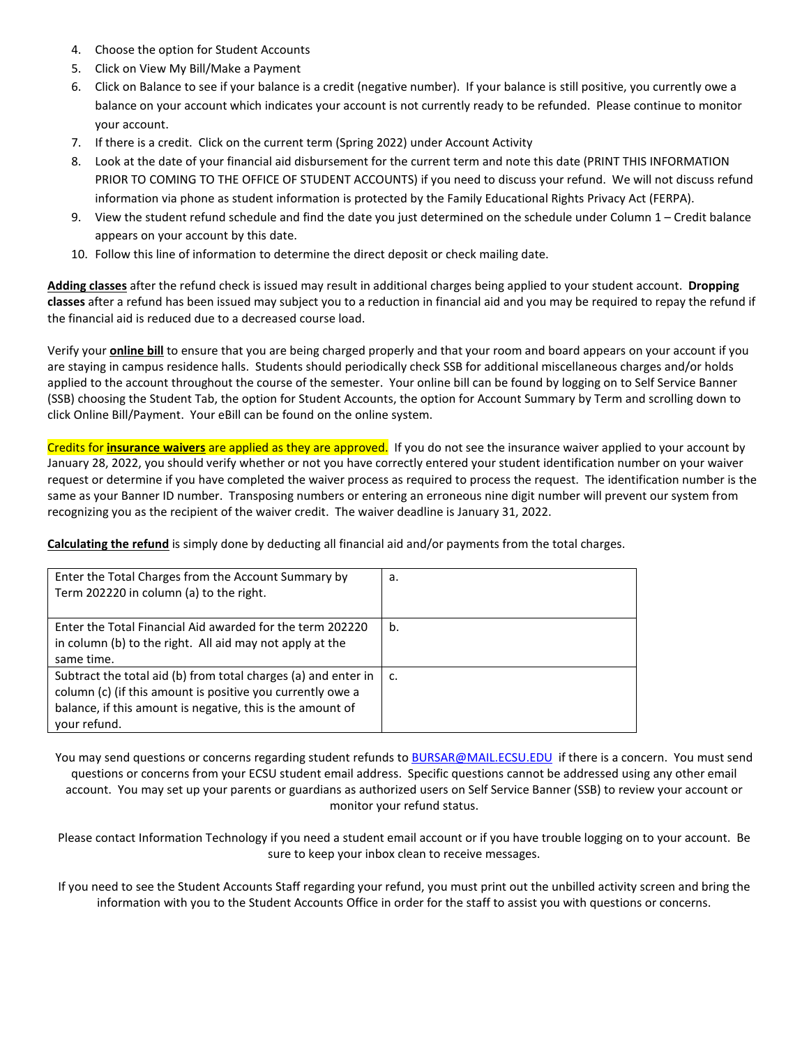4. Choose the option for Student Accounts
5. Click on View My Bill/Make a Payment
6. Click on Balance to see if your balance is a credit (negative number). If your balance is still positive, you currently owe a balance on your account which indicates your account is not currently ready to be refunded. Please continue to monitor your account.
7. If there is a credit. Click on the current term (Spring 2022) under Account Activity
8. Look at the date of your financial aid disbursement for the current term and note this date (PRINT THIS INFORMATION PRIOR TO COMING TO THE OFFICE OF STUDENT ACCOUNTS) if you need to discuss your refund. We will not discuss refund information via phone as student information is protected by the Family Educational Rights Privacy Act (FERPA).
9. View the student refund schedule and find the date you just determined on the schedule under Column 1 – Credit balance appears on your account by this date.
10. Follow this line of information to determine the direct deposit or check mailing date.

**Adding classes** after the refund check is issued may result in additional charges being applied to your student account. **Dropping classes** after a refund has been issued may subject you to a reduction in financial aid and you may be required to repay the refund if the financial aid is reduced due to a decreased course load.

Verify your **online bill** to ensure that you are being charged properly and that your room and board appears on your account if you are staying in campus residence halls. Students should periodically check SSB for additional miscellaneous charges and/or holds applied to the account throughout the course of the semester. Your online bill can be found by logging on to Self Service Banner (SSB) choosing the Student Tab, the option for Student Accounts, the option for Account Summary by Term and scrolling down to click Online Bill/Payment. Your eBill can be found on the online system.

Credits for **insurance waivers** are applied as they are approved. If you do not see the insurance waiver applied to your account by January 28, 2022, you should verify whether or not you have correctly entered your student identification number on your waiver request or determine if you have completed the waiver process as required to process the request. The identification number is the same as your Banner ID number. Transposing numbers or entering an erroneous nine digit number will prevent our system from recognizing you as the recipient of the waiver credit. The waiver deadline is January 31, 2022.

**Calculating the refund** is simply done by deducting all financial aid and/or payments from the total charges.

| | |
|---|---|
| Enter the Total Charges from the Account Summary by Term 202220 in column (a) to the right. | a. |
| Enter the Total Financial Aid awarded for the term 202220 in column (b) to the right. All aid may not apply at the same time. | b. |
| Subtract the total aid (b) from total charges (a) and enter in column (c) (if this amount is positive you currently owe a balance, if this amount is negative, this is the amount of your refund. | c. |

You may send questions or concerns regarding student refunds to BURSAR@MAIL.ECSU.EDU if there is a concern. You must send questions or concerns from your ECSU student email address. Specific questions cannot be addressed using any other email account. You may set up your parents or guardians as authorized users on Self Service Banner (SSB) to review your account or monitor your refund status.

Please contact Information Technology if you need a student email account or if you have trouble logging on to your account. Be sure to keep your inbox clean to receive messages.

If you need to see the Student Accounts Staff regarding your refund, you must print out the unbilled activity screen and bring the information with you to the Student Accounts Office in order for the staff to assist you with questions or concerns.